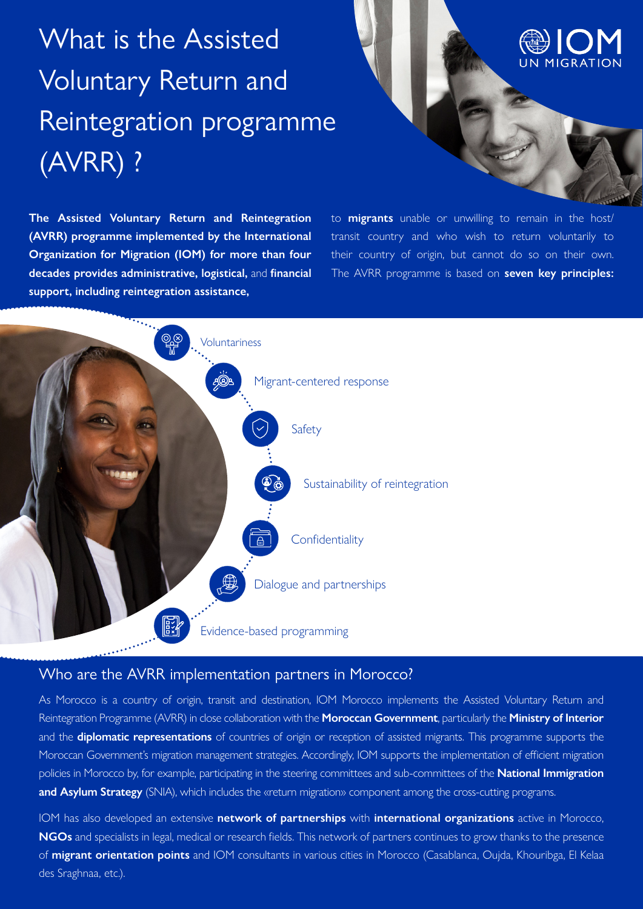# What is the Assisted Voluntary Return and Reintegration programme (AVRR) ?

**The Assisted Voluntary Return and Reintegration (AVRR) programme implemented by the International Organization for Migration (IOM) for more than four decades provides administrative, logistical,** and **financial support, including reintegration assistance,** to **migrants** unable or unwilling to remain in the host/transit country and who wish to return voluntarily to their country of origin, but cannot do so on their own. The AVRR programme is based on **seven key principles:**

- Voluntariness
- Migrant-centered response
- Safety
- Sustainability of reintegration
- Confidentiality
- Dialogue and partnerships
- Evidence-based programming

## Who are the AVRR implementation partners in Morocco?

As Morocco is a country of origin, transit and destination, IOM Morocco implements the Assisted Voluntary Return and Reintegration Programme (AVRR) in close collaboration with the **Moroccan Government**, particularly the **Ministry of Interior** and the **diplomatic representations** of countries of origin or reception of assisted migrants. This programme supports the Moroccan Government's migration management strategies. Accordingly, IOM supports the implementation of efficient migration policies in Morocco by, for example, participating in the steering committees and sub-committees of the **National Immigration and Asylum Strategy** (SNIA), which includes the «return migration» component among the cross-cutting programs.

IOM has also developed an extensive **network of partnerships** with **international organizations** active in Morocco, **NGOs** and specialists in legal, medical or research fields. This network of partners continues to grow thanks to the presence of **migrant orientation points** and IOM consultants in various cities in Morocco (Casablanca, Oujda, Khouribga, El Kelaa des Sraghnaa, etc.).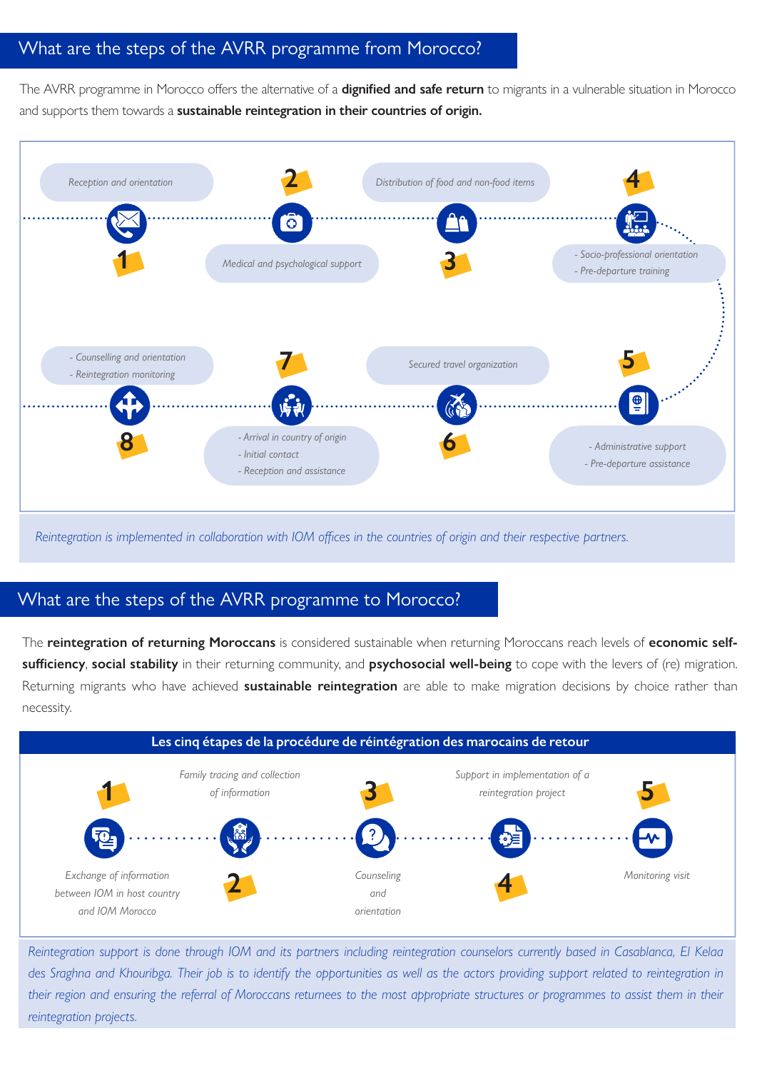## What are the steps of the AVRR programme from Morocco?

The AVRR programme in Morocco offers the alternative of a **dignified and safe return** to migrants in a vulnerable situation in Morocco and supports them towards a **sustainable reintegration in their countries of origin.**

1. *Reception and orientation*
2. *Medical and psychological support*
3. *Distribution of food and non-food items*
4. *- Socio-professional orientation*
   *- Pre-departure training*
5. *- Administrative support*
   *- Pre-departure assistance*
6. *Secured travel organization*
7. *- Arrival in country of origin*
   *- Initial contact*
   *- Reception and assistance*
8. *- Counselling and orientation*
   *- Reintegration monitoring*

*Reintegration is implemented in collaboration with IOM offices in the countries of origin and their respective partners.*

## What are the steps of the AVRR programme to Morocco?

The **reintegration of returning Moroccans** is considered sustainable when returning Moroccans reach levels of **economic self-sufficiency**, **social stability** in their returning community, and **psychosocial well-being** to cope with the levers of (re) migration. Returning migrants who have achieved **sustainable reintegration** are able to make migration decisions by choice rather than necessity.

**Les cinq étapes de la procédure de réintégration des marocains de retour**

1. *Exchange of information between IOM in host country and IOM Morocco*
2. *Family tracing and collection of information*
3. *Counseling and orientation*
4. *Support in implementation of a reintegration project*
5. *Monitoring visit*

*Reintegration support is done through IOM and its partners including reintegration counselors currently based in Casablanca, El Kelaa des Sraghna and Khouribga. Their job is to identify the opportunities as well as the actors providing support related to reintegration in their region and ensuring the referral of Moroccans returnees to the most appropriate structures or programmes to assist them in their reintegration projects.*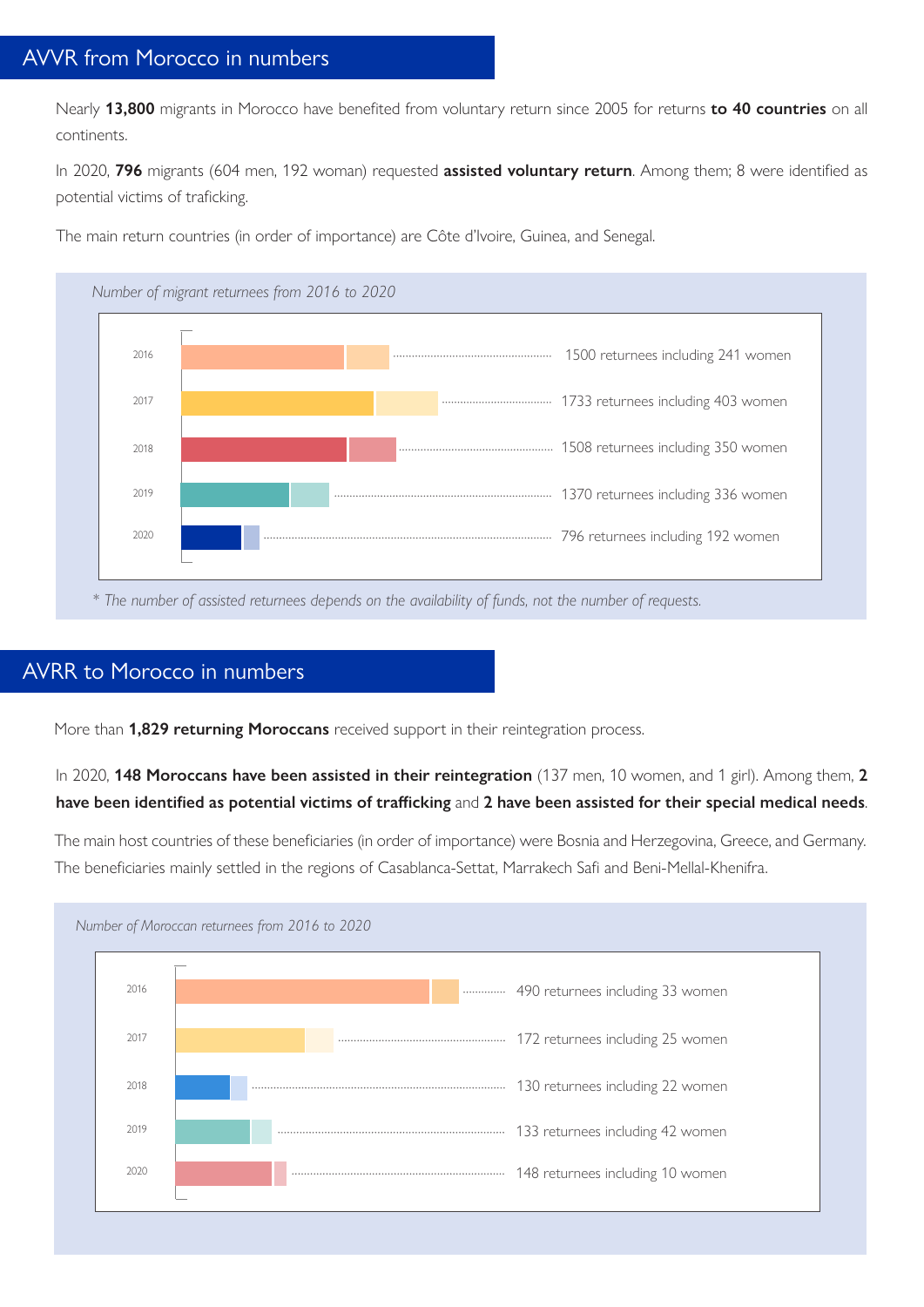## AVVR from Morocco in numbers

Nearly **13,800** migrants in Morocco have benefited from voluntary return since 2005 for returns **to 40 countries** on all continents.

In 2020, **796** migrants (604 men, 192 woman) requested **assisted voluntary return**. Among them; 8 were identified as potential victims of traficking.

The main return countries (in order of importance) are Côte d'Ivoire, Guinea, and Senegal.

*Number of migrant returnees from 2016 to 2020*

| Year | Returnees |
|---|---|
| 2016 | 1500 returnees including 241 women |
| 2017 | 1733 returnees including 403 women |
| 2018 | 1508 returnees including 350 women |
| 2019 | 1370 returnees including 336 women |
| 2020 | 796 returnees including 192 women |

*\* The number of assisted returnees depends on the availability of funds, not the number of requests.*

## AVRR to Morocco in numbers

More than **1,829 returning Moroccans** received support in their reintegration process.

In 2020, **148 Moroccans have been assisted in their reintegration** (137 men, 10 women, and 1 girl). Among them, **2 have been identified as potential victims of trafficking** and **2 have been assisted for their special medical needs**.

The main host countries of these beneficiaries (in order of importance) were Bosnia and Herzegovina, Greece, and Germany. The beneficiaries mainly settled in the regions of Casablanca-Settat, Marrakech Safi and Beni-Mellal-Khenifra.

*Number of Moroccan returnees from 2016 to 2020*

| Year | Returnees |
|---|---|
| 2016 | 490 returnees including 33 women |
| 2017 | 172 returnees including 25 women |
| 2018 | 130 returnees including 22 women |
| 2019 | 133 returnees including 42 women |
| 2020 | 148 returnees including 10 women |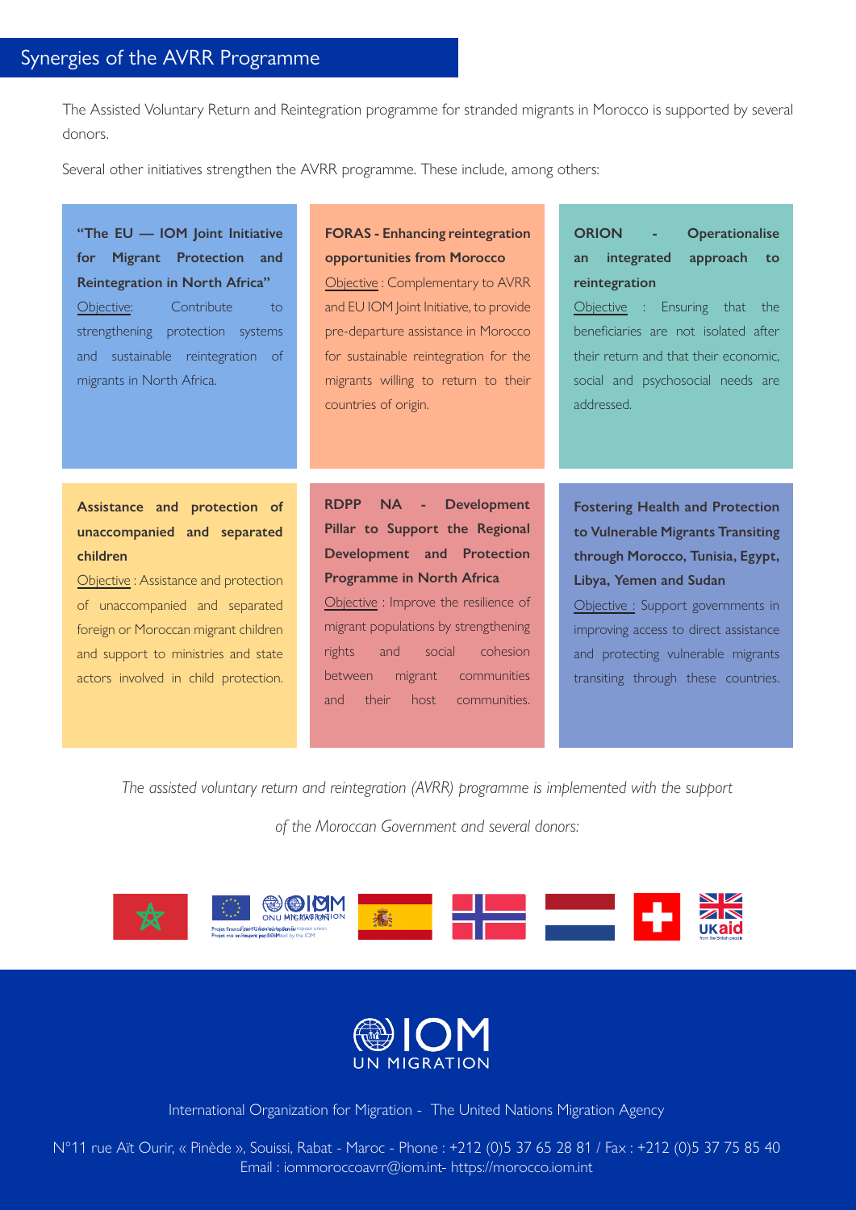## Synergies of the AVRR Programme

The Assisted Voluntary Return and Reintegration programme for stranded migrants in Morocco is supported by several donors.

Several other initiatives strengthen the AVRR programme. These include, among others:

**"The EU — IOM Joint Initiative for Migrant Protection and Reintegration in North Africa"**
Objective: Contribute to strengthening protection systems and sustainable reintegration of migrants in North Africa.

**FORAS - Enhancing reintegration opportunities from Morocco**
Objective : Complementary to AVRR and EU IOM Joint Initiative, to provide pre-departure assistance in Morocco for sustainable reintegration for the migrants willing to return to their countries of origin.

**ORION - Operationalise an integrated approach to reintegration**
Objective : Ensuring that the beneficiaries are not isolated after their return and that their economic, social and psychosocial needs are addressed.

**Assistance and protection of unaccompanied and separated children**
Objective : Assistance and protection of unaccompanied and separated foreign or Moroccan migrant children and support to ministries and state actors involved in child protection.

**RDPP NA - Development Pillar to Support the Regional Development and Protection Programme in North Africa**
Objective : Improve the resilience of migrant populations by strengthening rights and social cohesion between migrant communities and their host communities.

**Fostering Health and Protection to Vulnerable Migrants Transiting through Morocco, Tunisia, Egypt, Libya, Yemen and Sudan**
Objective : Support governments in improving access to direct assistance and protecting vulnerable migrants transiting through these countries.

*The assisted voluntary return and reintegration (AVRR) programme is implemented with the support of the Moroccan Government and several donors:*

IOM UN MIGRATION

International Organization for Migration - The United Nations Migration Agency

N°11 rue Aït Ourir, « Pinède », Souissi, Rabat - Maroc - Phone : +212 (0)5 37 65 28 81 / Fax : +212 (0)5 37 75 85 40
Email : iommoroccoavrr@iom.int- https://morocco.iom.int